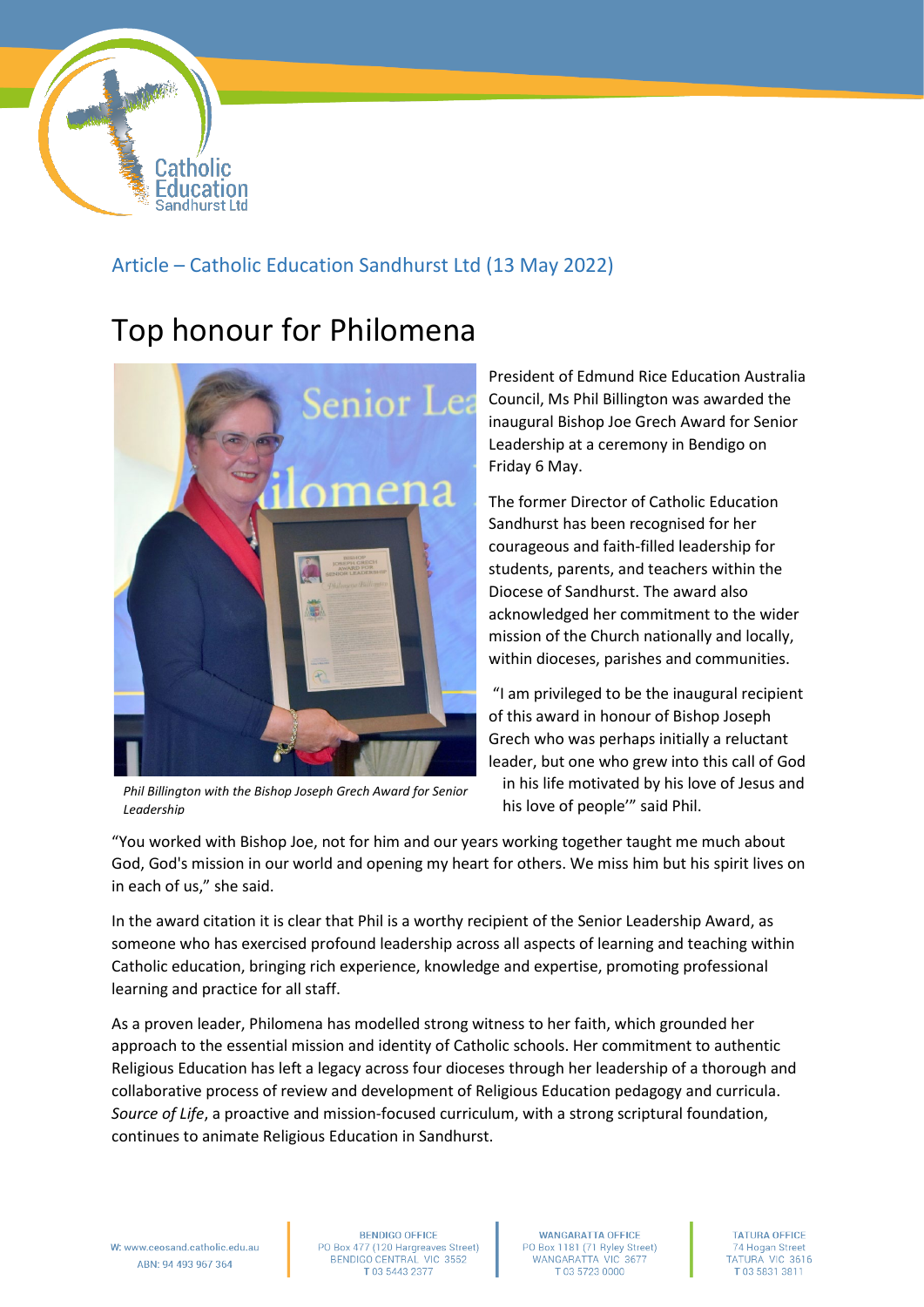Article – Catholic Education Sandhurst Ltd (13 May 2022)

# Top honour for Philomena

*Phil Billington with the Bishop Joseph Grech Award for Senior Leadership*

President of Edmund Rice Education Australia Council, Ms Phil Billington was awarded the inaugural Bishop Joe Grech Award for Senior Leadership at a ceremony in Bendigo on Friday 6 May.

The former Director of Catholic Education Sandhurst has been recognised for her courageous and faith-filled leadership for students, parents, and teachers within the Diocese of Sandhurst. The award also acknowledged her commitment to the wider mission of the Church nationally and locally, within dioceses, parishes and communities.

"I am privileged to be the inaugural recipient of this award in honour of Bishop Joseph Grech who was perhaps initially a reluctant leader, but one who grew into this call of God in his life motivated by his love of Jesus and his love of people'" said Phil.

"You worked with Bishop Joe, not for him and our years working together taught me much about God, God's mission in our world and opening my heart for others. We miss him but his spirit lives on in each of us," she said.

In the award citation it is clear that Phil is a worthy recipient of the Senior Leadership Award, as someone who has exercised profound leadership across all aspects of learning and teaching within Catholic education, bringing rich experience, knowledge and expertise, promoting professional learning and practice for all staff.

As a proven leader, Philomena has modelled strong witness to her faith, which grounded her approach to the essential mission and identity of Catholic schools. Her commitment to authentic Religious Education has left a legacy across four dioceses through her leadership of a thorough and collaborative process of review and development of Religious Education pedagogy and curricula. *Source of Life*, a proactive and mission-focused curriculum, with a strong scriptural foundation, continues to animate Religious Education in Sandhurst.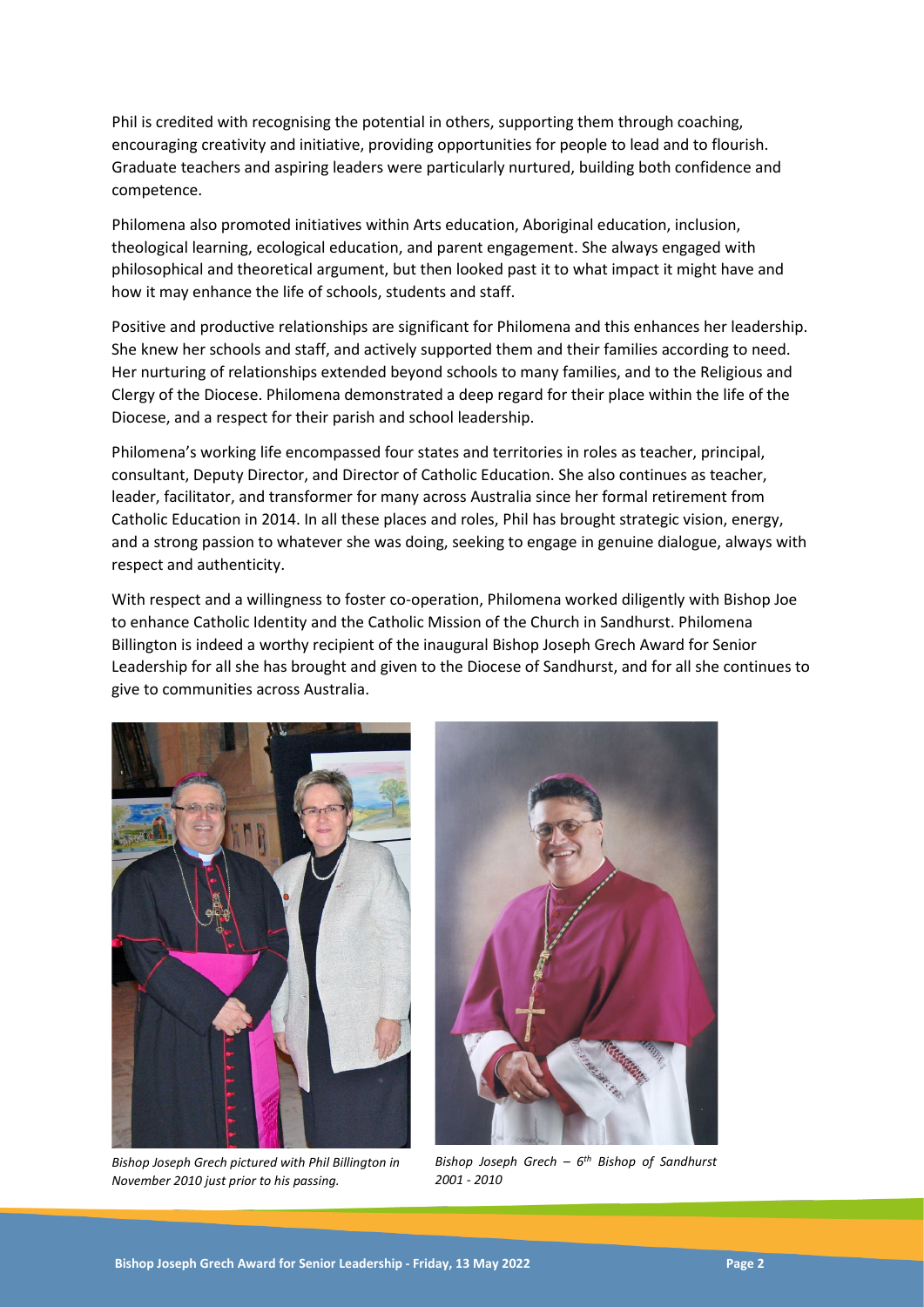Phil is credited with recognising the potential in others, supporting them through coaching, encouraging creativity and initiative, providing opportunities for people to lead and to flourish. Graduate teachers and aspiring leaders were particularly nurtured, building both confidence and competence.

Philomena also promoted initiatives within Arts education, Aboriginal education, inclusion, theological learning, ecological education, and parent engagement. She always engaged with philosophical and theoretical argument, but then looked past it to what impact it might have and how it may enhance the life of schools, students and staff.

Positive and productive relationships are significant for Philomena and this enhances her leadership. She knew her schools and staff, and actively supported them and their families according to need. Her nurturing of relationships extended beyond schools to many families, and to the Religious and Clergy of the Diocese. Philomena demonstrated a deep regard for their place within the life of the Diocese, and a respect for their parish and school leadership.

Philomena's working life encompassed four states and territories in roles as teacher, principal, consultant, Deputy Director, and Director of Catholic Education. She also continues as teacher, leader, facilitator, and transformer for many across Australia since her formal retirement from Catholic Education in 2014. In all these places and roles, Phil has brought strategic vision, energy, and a strong passion to whatever she was doing, seeking to engage in genuine dialogue, always with respect and authenticity.

With respect and a willingness to foster co-operation, Philomena worked diligently with Bishop Joe to enhance Catholic Identity and the Catholic Mission of the Church in Sandhurst. Philomena Billington is indeed a worthy recipient of the inaugural Bishop Joseph Grech Award for Senior Leadership for all she has brought and given to the Diocese of Sandhurst, and for all she continues to give to communities across Australia.

*Bishop Joseph Grech pictured with Phil Billington in November 2010 just prior to his passing.*

*Bishop Joseph Grech – 6th Bishop of Sandhurst 2001 - 2010*